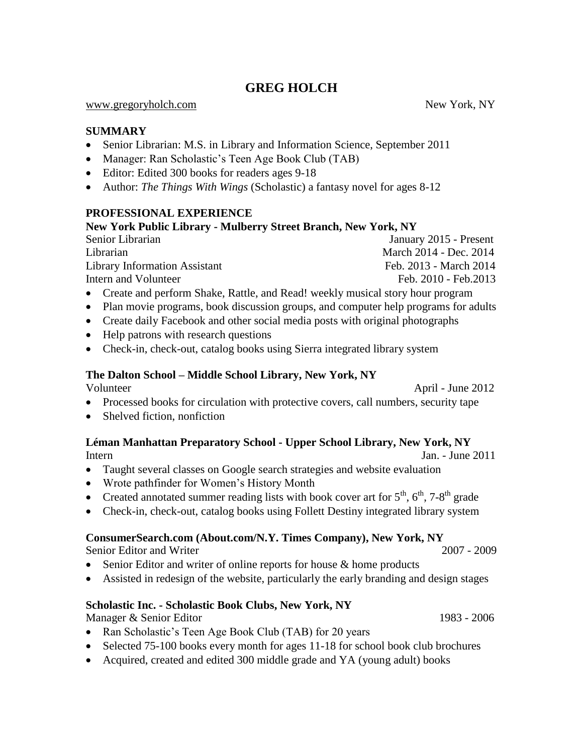# GREG HOLCH

www.gregoryholch.com New York, NY

## SUMMARY

- Senior Librarian: M.S. in Library and Information Science, September 2011
- Manager: Ran Scholastic's Teen Age Book Club (TAB)
- Editor: Edited 300 books for readers ages 9-18
- Author: *The Things With Wings* (Scholastic) a fantasy novel for ages 8-12

## PROFESSIONAL EXPERIENCE

### New York Public Library - Mulberry Street Branch, New York, NY

Senior Librarian January 2015 - Present
Librarian March 2014 - Dec. 2014
Library Information Assistant Feb. 2013 - March 2014
Intern and Volunteer Feb. 2010 - Feb.2013

- Create and perform Shake, Rattle, and Read! weekly musical story hour program
- Plan movie programs, book discussion groups, and computer help programs for adults
- Create daily Facebook and other social media posts with original photographs
- Help patrons with research questions
- Check-in, check-out, catalog books using Sierra integrated library system

### The Dalton School – Middle School Library, New York, NY

Volunteer April - June 2012

- Processed books for circulation with protective covers, call numbers, security tape
- Shelved fiction, nonfiction

### Léman Manhattan Preparatory School - Upper School Library, New York, NY

Intern Jan. - June 2011

- Taught several classes on Google search strategies and website evaluation
- Wrote pathfinder for Women's History Month
- Created annotated summer reading lists with book cover art for 5th, 6th, 7-8th grade
- Check-in, check-out, catalog books using Follett Destiny integrated library system

### ConsumerSearch.com (About.com/N.Y. Times Company), New York, NY

Senior Editor and Writer 2007 - 2009

- Senior Editor and writer of online reports for house & home products
- Assisted in redesign of the website, particularly the early branding and design stages

### Scholastic Inc. - Scholastic Book Clubs, New York, NY

Manager & Senior Editor 1983 - 2006

- Ran Scholastic's Teen Age Book Club (TAB) for 20 years
- Selected 75-100 books every month for ages 11-18 for school book club brochures
- Acquired, created and edited 300 middle grade and YA (young adult) books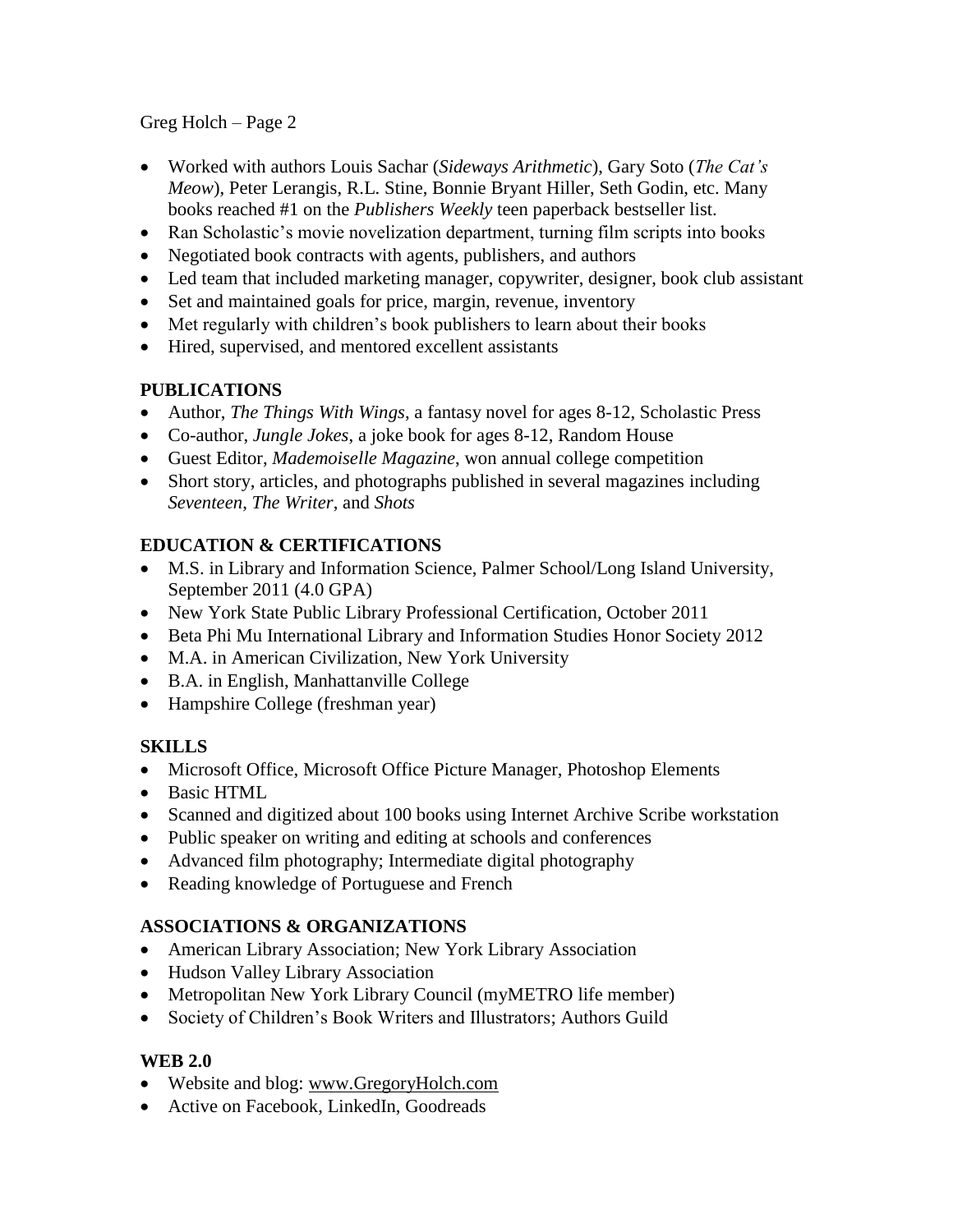- Worked with authors Louis Sachar (*Sideways Arithmetic*), Gary Soto (*The Cat's Meow*), Peter Lerangis, R.L. Stine, Bonnie Bryant Hiller, Seth Godin, etc. Many books reached #1 on the *Publishers Weekly* teen paperback bestseller list.
- Ran Scholastic's movie novelization department, turning film scripts into books
- Negotiated book contracts with agents, publishers, and authors
- Led team that included marketing manager, copywriter, designer, book club assistant
- Set and maintained goals for price, margin, revenue, inventory
- Met regularly with children's book publishers to learn about their books
- Hired, supervised, and mentored excellent assistants

## PUBLICATIONS

- Author, *The Things With Wings*, a fantasy novel for ages 8-12, Scholastic Press
- Co-author, *Jungle Jokes*, a joke book for ages 8-12, Random House
- Guest Editor, *Mademoiselle Magazine*, won annual college competition
- Short story, articles, and photographs published in several magazines including *Seventeen*, *The Writer*, and *Shots*

## EDUCATION & CERTIFICATIONS

- M.S. in Library and Information Science, Palmer School/Long Island University, September 2011 (4.0 GPA)
- New York State Public Library Professional Certification, October 2011
- Beta Phi Mu International Library and Information Studies Honor Society 2012
- M.A. in American Civilization, New York University
- B.A. in English, Manhattanville College
- Hampshire College (freshman year)

## SKILLS

- Microsoft Office, Microsoft Office Picture Manager, Photoshop Elements
- Basic HTML
- Scanned and digitized about 100 books using Internet Archive Scribe workstation
- Public speaker on writing and editing at schools and conferences
- Advanced film photography; Intermediate digital photography
- Reading knowledge of Portuguese and French

## ASSOCIATIONS & ORGANIZATIONS

- American Library Association; New York Library Association
- Hudson Valley Library Association
- Metropolitan New York Library Council (myMETRO life member)
- Society of Children's Book Writers and Illustrators; Authors Guild

## WEB 2.0

- Website and blog: www.GregoryHolch.com
- Active on Facebook, LinkedIn, Goodreads